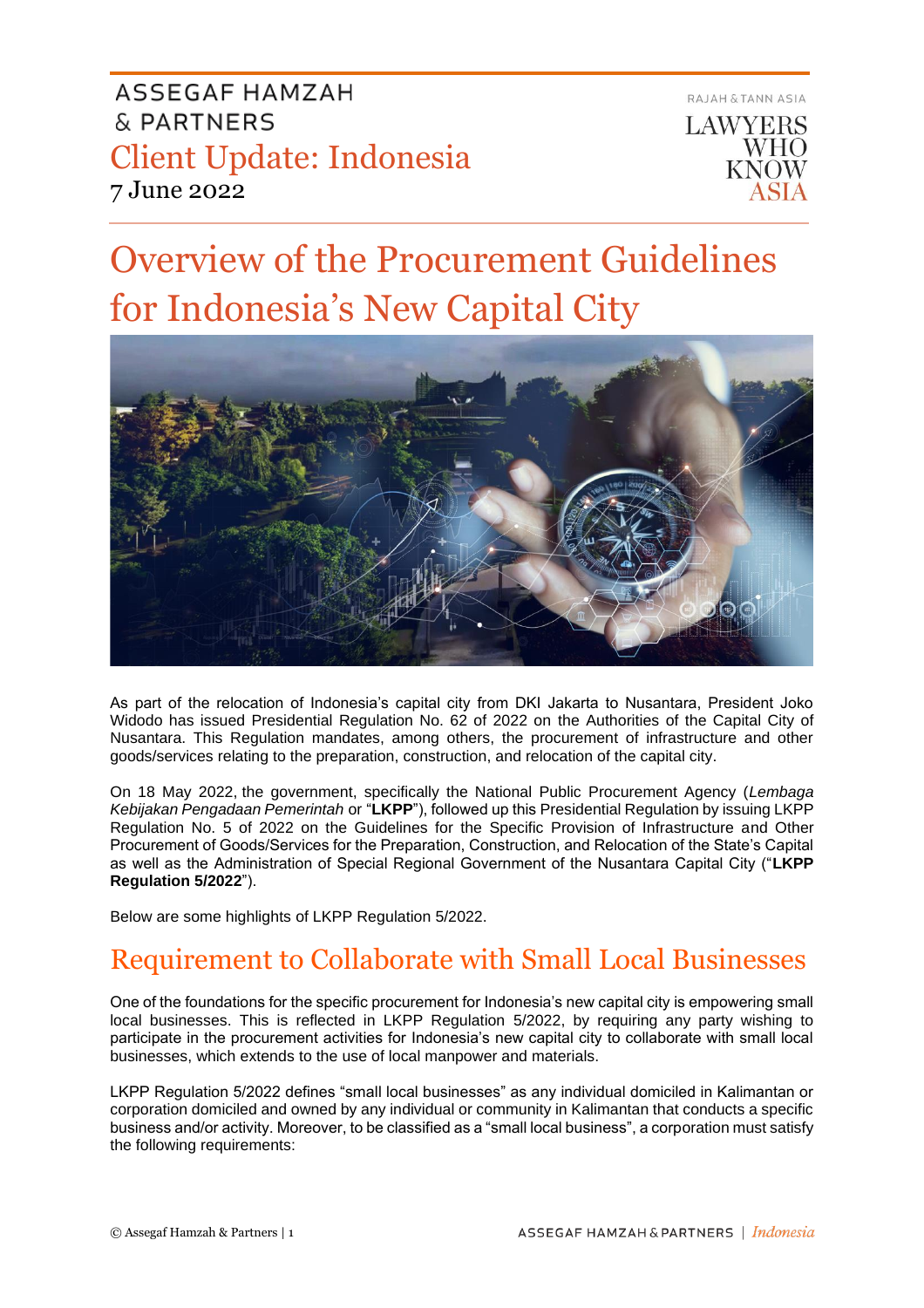ASSEGAF HAMZAH & PARTNERS

Client Update: Indonesia

7 June 2022

RAJAH & TANN ASIA

LAWYERS WHO KNOW ASIA

# Overview of the Procurement Guidelines for Indonesia's New Capital City

As part of the relocation of Indonesia's capital city from DKI Jakarta to Nusantara, President Joko Widodo has issued Presidential Regulation No. 62 of 2022 on the Authorities of the Capital City of Nusantara. This Regulation mandates, among others, the procurement of infrastructure and other goods/services relating to the preparation, construction, and relocation of the capital city.

On 18 May 2022, the government, specifically the National Public Procurement Agency (*Lembaga Kebijakan Pengadaan Pemerintah* or "**LKPP**"), followed up this Presidential Regulation by issuing LKPP Regulation No. 5 of 2022 on the Guidelines for the Specific Provision of Infrastructure and Other Procurement of Goods/Services for the Preparation, Construction, and Relocation of the State's Capital as well as the Administration of Special Regional Government of the Nusantara Capital City ("**LKPP Regulation 5/2022**").

Below are some highlights of LKPP Regulation 5/2022.

## Requirement to Collaborate with Small Local Businesses

One of the foundations for the specific procurement for Indonesia's new capital city is empowering small local businesses. This is reflected in LKPP Regulation 5/2022, by requiring any party wishing to participate in the procurement activities for Indonesia's new capital city to collaborate with small local businesses, which extends to the use of local manpower and materials.

LKPP Regulation 5/2022 defines "small local businesses" as any individual domiciled in Kalimantan or corporation domiciled and owned by any individual or community in Kalimantan that conducts a specific business and/or activity. Moreover, to be classified as a "small local business", a corporation must satisfy the following requirements: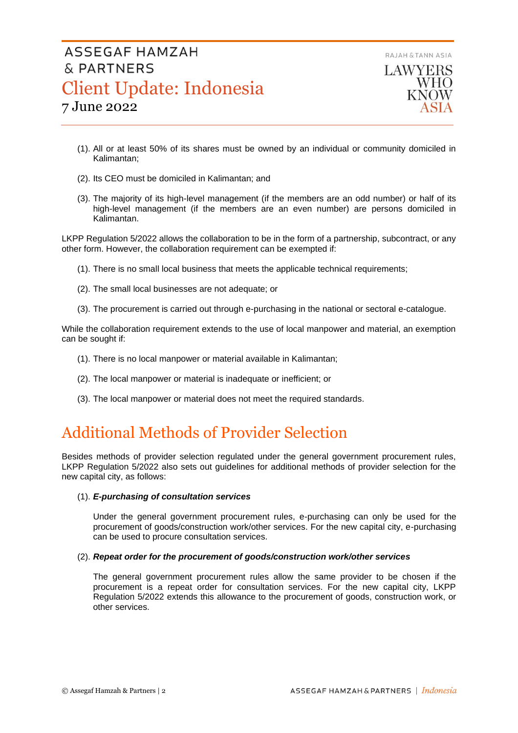(1). All or at least 50% of its shares must be owned by an individual or community domiciled in Kalimantan;

(2). Its CEO must be domiciled in Kalimantan; and

(3). The majority of its high-level management (if the members are an odd number) or half of its high-level management (if the members are an even number) are persons domiciled in Kalimantan.

LKPP Regulation 5/2022 allows the collaboration to be in the form of a partnership, subcontract, or any other form. However, the collaboration requirement can be exempted if:

(1). There is no small local business that meets the applicable technical requirements;

(2). The small local businesses are not adequate; or

(3). The procurement is carried out through e-purchasing in the national or sectoral e-catalogue.

While the collaboration requirement extends to the use of local manpower and material, an exemption can be sought if:

(1). There is no local manpower or material available in Kalimantan;

(2). The local manpower or material is inadequate or inefficient; or

(3). The local manpower or material does not meet the required standards.

# Additional Methods of Provider Selection

Besides methods of provider selection regulated under the general government procurement rules, LKPP Regulation 5/2022 also sets out guidelines for additional methods of provider selection for the new capital city, as follows:

(1). ***E-purchasing of consultation services***

Under the general government procurement rules, e-purchasing can only be used for the procurement of goods/construction work/other services. For the new capital city, e-purchasing can be used to procure consultation services.

(2). ***Repeat order for the procurement of goods/construction work/other services***

The general government procurement rules allow the same provider to be chosen if the procurement is a repeat order for consultation services. For the new capital city, LKPP Regulation 5/2022 extends this allowance to the procurement of goods, construction work, or other services.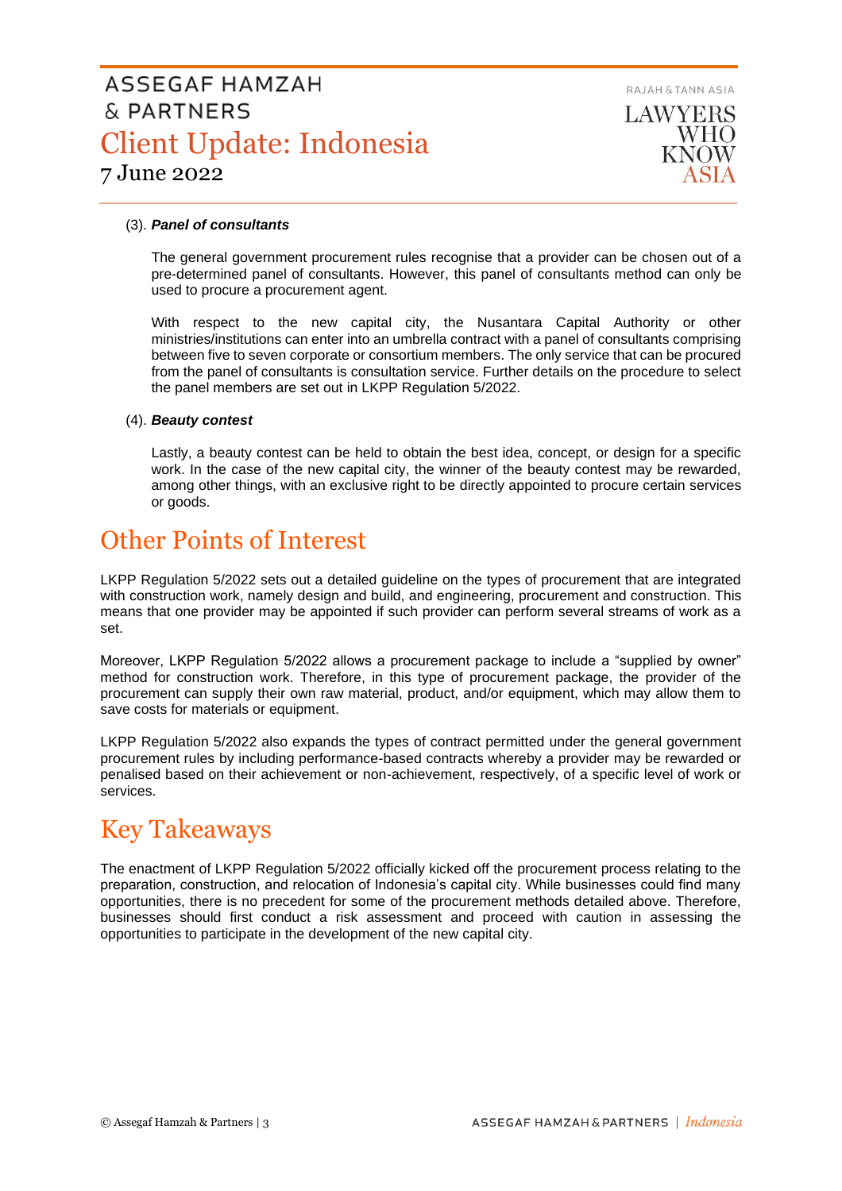(3). ***Panel of consultants***

The general government procurement rules recognise that a provider can be chosen out of a pre-determined panel of consultants. However, this panel of consultants method can only be used to procure a procurement agent.

With respect to the new capital city, the Nusantara Capital Authority or other ministries/institutions can enter into an umbrella contract with a panel of consultants comprising between five to seven corporate or consortium members. The only service that can be procured from the panel of consultants is consultation service. Further details on the procedure to select the panel members are set out in LKPP Regulation 5/2022.

(4). ***Beauty contest***

Lastly, a beauty contest can be held to obtain the best idea, concept, or design for a specific work. In the case of the new capital city, the winner of the beauty contest may be rewarded, among other things, with an exclusive right to be directly appointed to procure certain services or goods.

## Other Points of Interest

LKPP Regulation 5/2022 sets out a detailed guideline on the types of procurement that are integrated with construction work, namely design and build, and engineering, procurement and construction. This means that one provider may be appointed if such provider can perform several streams of work as a set.

Moreover, LKPP Regulation 5/2022 allows a procurement package to include a "supplied by owner" method for construction work. Therefore, in this type of procurement package, the provider of the procurement can supply their own raw material, product, and/or equipment, which may allow them to save costs for materials or equipment.

LKPP Regulation 5/2022 also expands the types of contract permitted under the general government procurement rules by including performance-based contracts whereby a provider may be rewarded or penalised based on their achievement or non-achievement, respectively, of a specific level of work or services.

## Key Takeaways

The enactment of LKPP Regulation 5/2022 officially kicked off the procurement process relating to the preparation, construction, and relocation of Indonesia's capital city. While businesses could find many opportunities, there is no precedent for some of the procurement methods detailed above. Therefore, businesses should first conduct a risk assessment and proceed with caution in assessing the opportunities to participate in the development of the new capital city.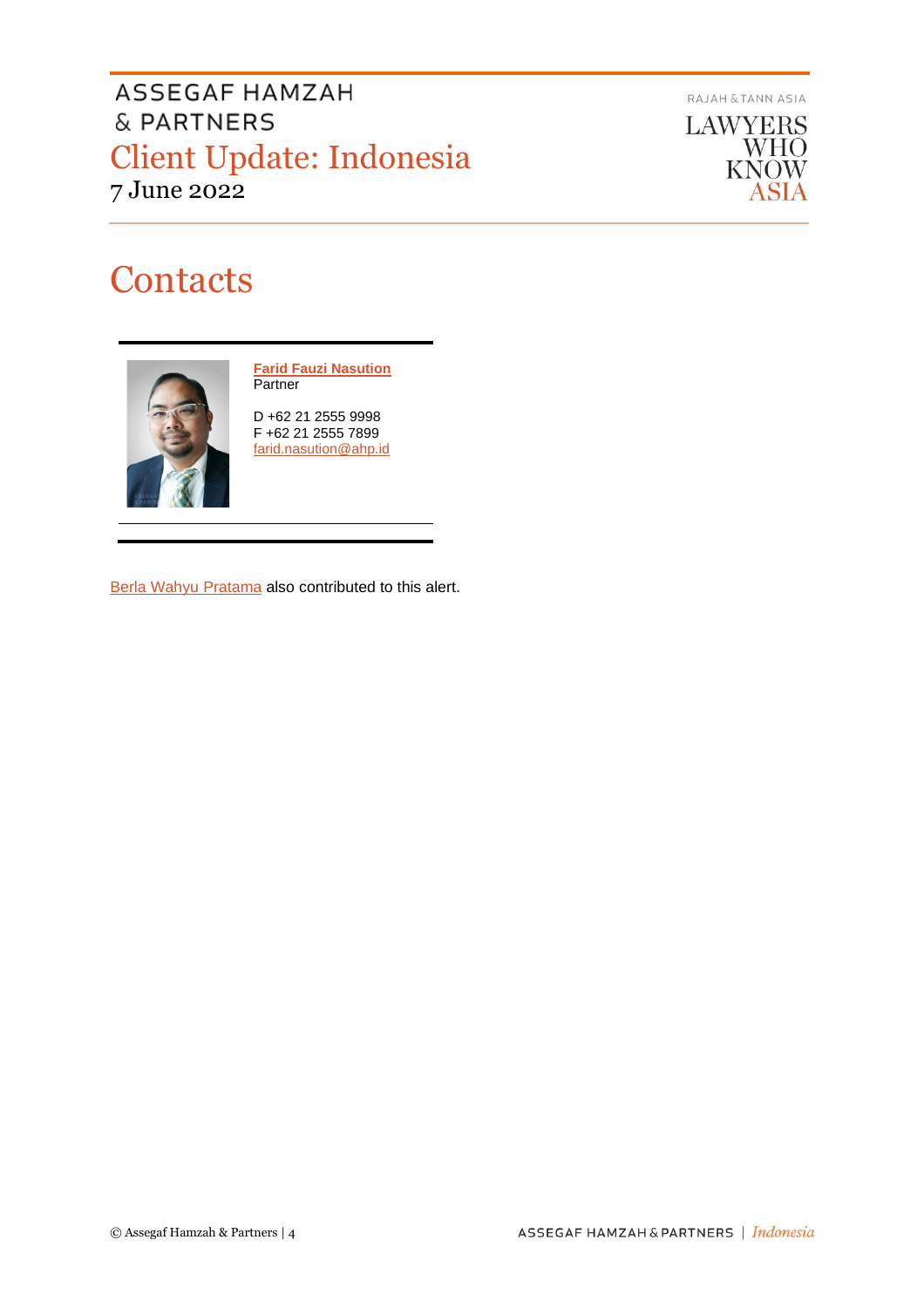# Contacts

**Farid Fauzi Nasution**
Partner

D +62 21 2555 9998
F +62 21 2555 7899
farid.nasution@ahp.id

Berla Wahyu Pratama also contributed to this alert.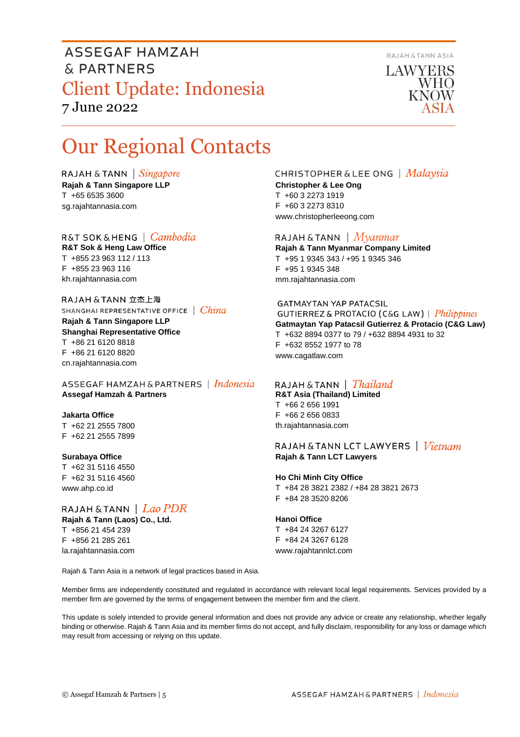# Our Regional Contacts

RAJAH & TANN | *Singapore*

**Rajah & Tann Singapore LLP**
T +65 6535 3600
sg.rajahtannasia.com

R&T SOK & HENG | *Cambodia*

**R&T Sok & Heng Law Office**
T +855 23 963 112 / 113
F +855 23 963 116
kh.rajahtannasia.com

RAJAH & TANN 立杰上海
SHANGHAI REPRESENTATIVE OFFICE | *China*

**Rajah & Tann Singapore LLP**
**Shanghai Representative Office**
T +86 21 6120 8818
F +86 21 6120 8820
cn.rajahtannasia.com

ASSEGAF HAMZAH & PARTNERS | *Indonesia*

**Assegaf Hamzah & Partners**

**Jakarta Office**
T +62 21 2555 7800
F +62 21 2555 7899

**Surabaya Office**
T +62 31 5116 4550
F +62 31 5116 4560
www.ahp.co.id

RAJAH & TANN | *Lao PDR*

**Rajah & Tann (Laos) Co., Ltd.**
T +856 21 454 239
F +856 21 285 261
la.rajahtannasia.com

CHRISTOPHER & LEE ONG | *Malaysia*

**Christopher & Lee Ong**
T +60 3 2273 1919
F +60 3 2273 8310
www.christopherleeong.com

RAJAH & TANN | *Myanmar*

**Rajah & Tann Myanmar Company Limited**
T +95 1 9345 343 / +95 1 9345 346
F +95 1 9345 348
mm.rajahtannasia.com

GATMAYTAN YAP PATACSIL
GUTIERREZ & PROTACIO (C&G LAW) | *Philippines*

**Gatmaytan Yap Patacsil Gutierrez & Protacio (C&G Law)**
T +632 8894 0377 to 79 / +632 8894 4931 to 32
F +632 8552 1977 to 78
www.cagatlaw.com

RAJAH & TANN | *Thailand*

**R&T Asia (Thailand) Limited**
T +66 2 656 1991
F +66 2 656 0833
th.rajahtannasia.com

RAJAH & TANN LCT LAWYERS | *Vietnam*

**Rajah & Tann LCT Lawyers**

**Ho Chi Minh City Office**
T +84 28 3821 2382 / +84 28 3821 2673
F +84 28 3520 8206

**Hanoi Office**
T +84 24 3267 6127
F +84 24 3267 6128
www.rajahtannlct.com

Rajah & Tann Asia is a network of legal practices based in Asia.

Member firms are independently constituted and regulated in accordance with relevant local legal requirements. Services provided by a member firm are governed by the terms of engagement between the member firm and the client.

This update is solely intended to provide general information and does not provide any advice or create any relationship, whether legally binding or otherwise. Rajah & Tann Asia and its member firms do not accept, and fully disclaim, responsibility for any loss or damage which may result from accessing or relying on this update.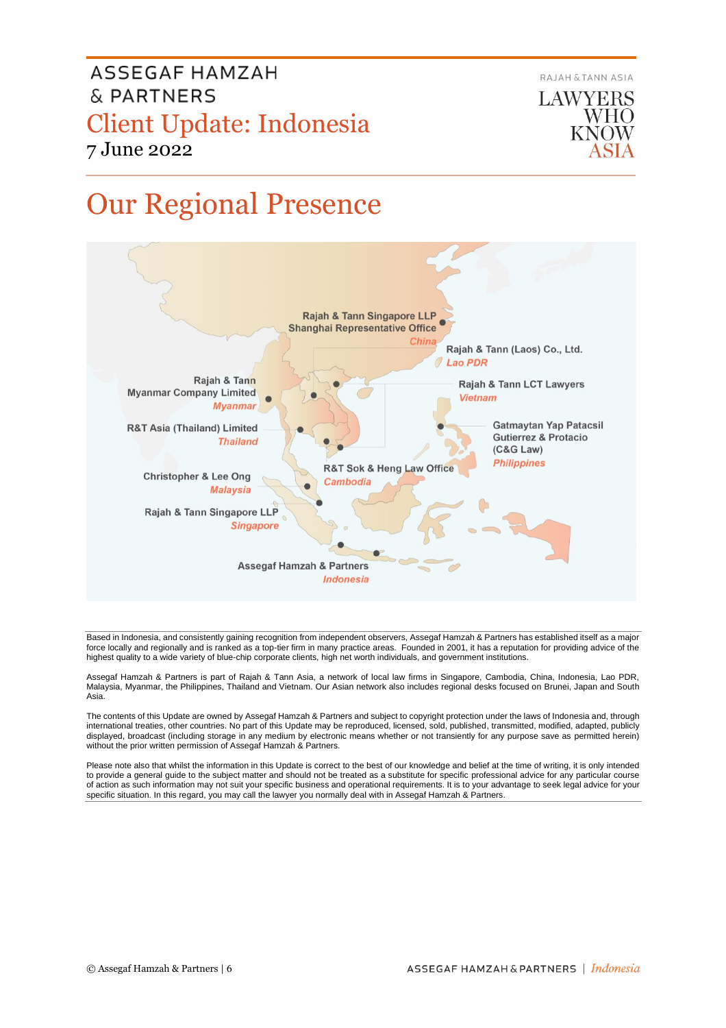# Our Regional Presence

Rajah & Tann Singapore LLP Shanghai Representative Office
China

Rajah & Tann (Laos) Co., Ltd.
Lao PDR

Rajah & Tann Myanmar Company Limited
Myanmar

Rajah & Tann LCT Lawyers
Vietnam

R&T Asia (Thailand) Limited
Thailand

Gatmaytan Yap Patacsil Gutierrez & Protacio (C&G Law)
Philippines

R&T Sok & Heng Law Office
Cambodia

Christopher & Lee Ong
Malaysia

Rajah & Tann Singapore LLP
Singapore

Assegaf Hamzah & Partners
Indonesia

Based in Indonesia, and consistently gaining recognition from independent observers, Assegaf Hamzah & Partners has established itself as a major force locally and regionally and is ranked as a top-tier firm in many practice areas. Founded in 2001, it has a reputation for providing advice of the highest quality to a wide variety of blue-chip corporate clients, high net worth individuals, and government institutions.

Assegaf Hamzah & Partners is part of Rajah & Tann Asia, a network of local law firms in Singapore, Cambodia, China, Indonesia, Lao PDR, Malaysia, Myanmar, the Philippines, Thailand and Vietnam. Our Asian network also includes regional desks focused on Brunei, Japan and South Asia.

The contents of this Update are owned by Assegaf Hamzah & Partners and subject to copyright protection under the laws of Indonesia and, through international treaties, other countries. No part of this Update may be reproduced, licensed, sold, published, transmitted, modified, adapted, publicly displayed, broadcast (including storage in any medium by electronic means whether or not transiently for any purpose save as permitted herein) without the prior written permission of Assegaf Hamzah & Partners.

Please note also that whilst the information in this Update is correct to the best of our knowledge and belief at the time of writing, it is only intended to provide a general guide to the subject matter and should not be treated as a substitute for specific professional advice for any particular course of action as such information may not suit your specific business and operational requirements. It is to your advantage to seek legal advice for your specific situation. In this regard, you may call the lawyer you normally deal with in Assegaf Hamzah & Partners.